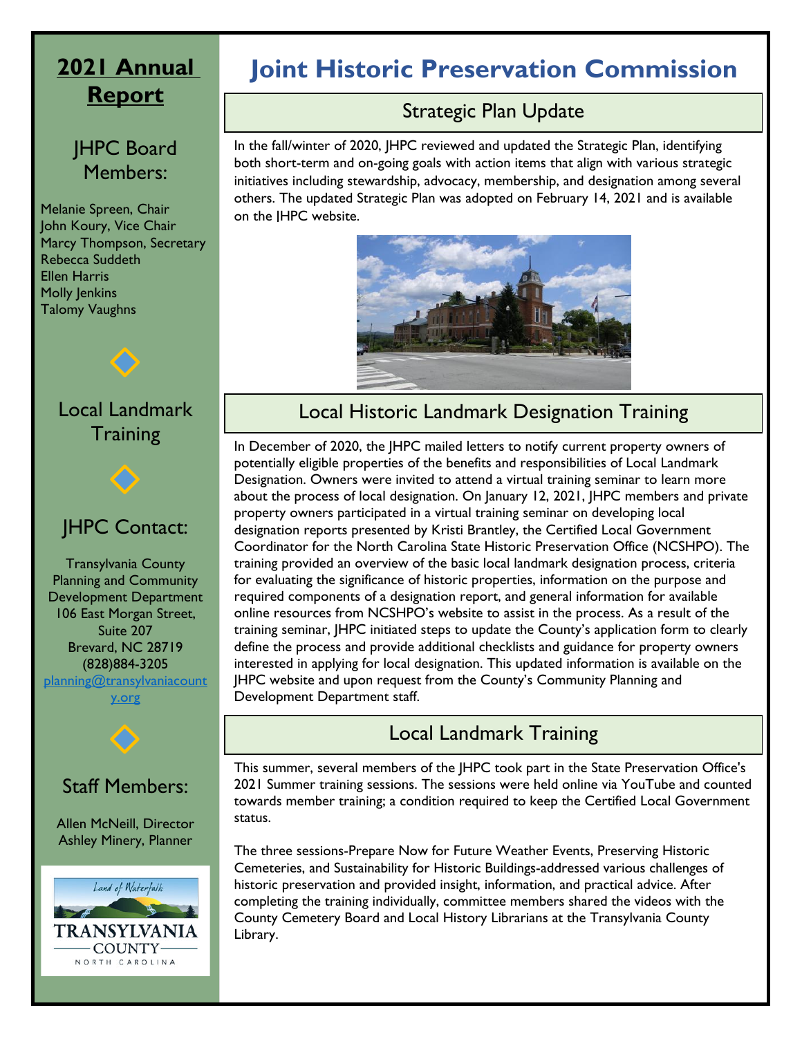# Joint Historic Preservation Commission

## 2021 Annual Report

### JHPC Board Members:

Melanie Spreen, Chair
John Koury, Vice Chair
Marcy Thompson, Secretary
Rebecca Suddeth
Ellen Harris
Molly Jenkins
Talomy Vaughns

### Local Landmark Training

### JHPC Contact:

Transylvania County Planning and Community Development Department
106 East Morgan Street, Suite 207
Brevard, NC 28719
(828)884-3205
planning@transylvaniacounty.org

### Staff Members:

Allen McNeill, Director
Ashley Minery, Planner

Land of Waterfalls
TRANSYLVANIA COUNTY
NORTH CAROLINA

## Strategic Plan Update

In the fall/winter of 2020, JHPC reviewed and updated the Strategic Plan, identifying both short-term and on-going goals with action items that align with various strategic initiatives including stewardship, advocacy, membership, and designation among several others. The updated Strategic Plan was adopted on February 14, 2021 and is available on the JHPC website.

## Local Historic Landmark Designation Training

In December of 2020, the JHPC mailed letters to notify current property owners of potentially eligible properties of the benefits and responsibilities of Local Landmark Designation. Owners were invited to attend a virtual training seminar to learn more about the process of local designation. On January 12, 2021, JHPC members and private property owners participated in a virtual training seminar on developing local designation reports presented by Kristi Brantley, the Certified Local Government Coordinator for the North Carolina State Historic Preservation Office (NCSHPO). The training provided an overview of the basic local landmark designation process, criteria for evaluating the significance of historic properties, information on the purpose and required components of a designation report, and general information for available online resources from NCSHPO's website to assist in the process. As a result of the training seminar, JHPC initiated steps to update the County's application form to clearly define the process and provide additional checklists and guidance for property owners interested in applying for local designation. This updated information is available on the JHPC website and upon request from the County's Community Planning and Development Department staff.

## Local Landmark Training

This summer, several members of the JHPC took part in the State Preservation Office's 2021 Summer training sessions. The sessions were held online via YouTube and counted towards member training; a condition required to keep the Certified Local Government status.

The three sessions-Prepare Now for Future Weather Events, Preserving Historic Cemeteries, and Sustainability for Historic Buildings-addressed various challenges of historic preservation and provided insight, information, and practical advice. After completing the training individually, committee members shared the videos with the County Cemetery Board and Local History Librarians at the Transylvania County Library.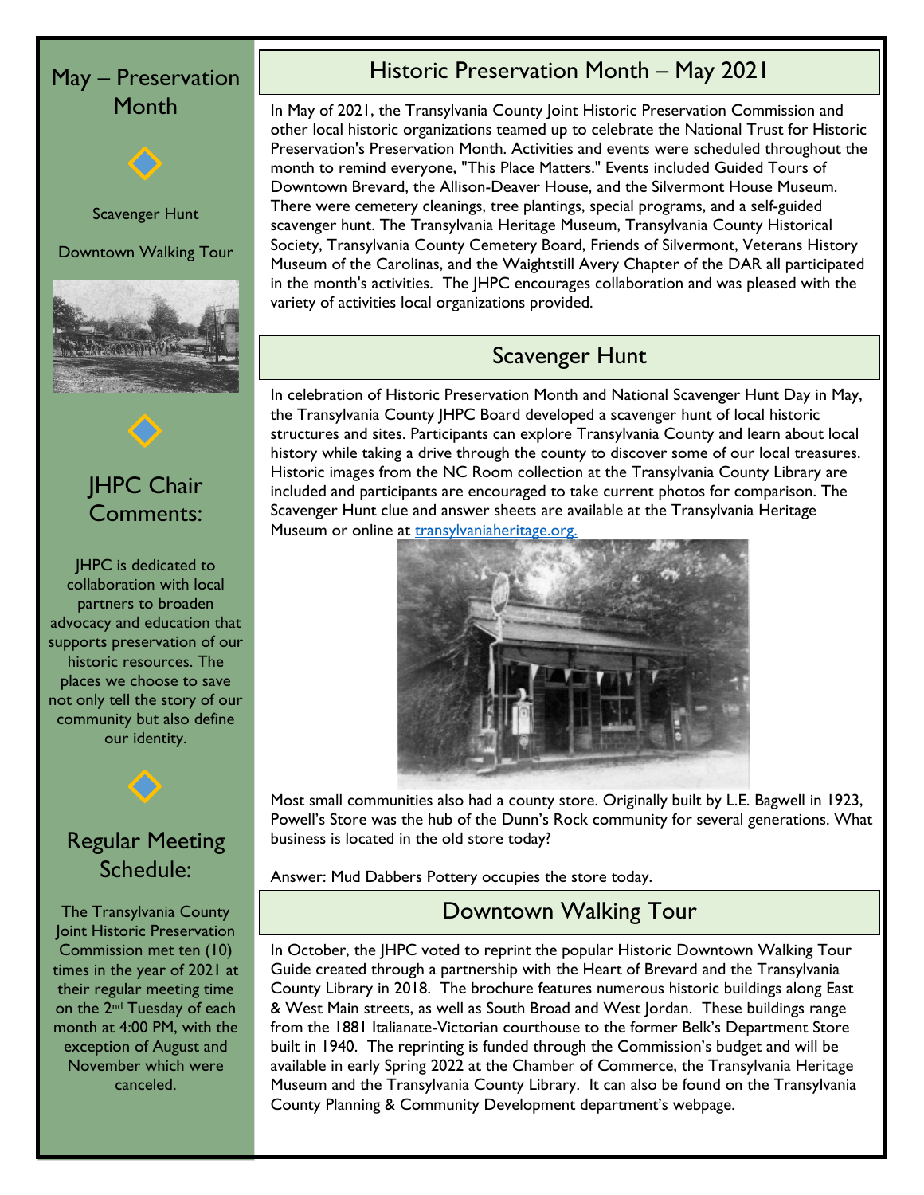## May – Preservation Month

Scavenger Hunt

Downtown Walking Tour

## JHPC Chair Comments:

JHPC is dedicated to collaboration with local partners to broaden advocacy and education that supports preservation of our historic resources. The places we choose to save not only tell the story of our community but also define our identity.

## Regular Meeting Schedule:

The Transylvania County Joint Historic Preservation Commission met ten (10) times in the year of 2021 at their regular meeting time on the 2nd Tuesday of each month at 4:00 PM, with the exception of August and November which were canceled.

## Historic Preservation Month – May 2021

In May of 2021, the Transylvania County Joint Historic Preservation Commission and other local historic organizations teamed up to celebrate the National Trust for Historic Preservation's Preservation Month. Activities and events were scheduled throughout the month to remind everyone, "This Place Matters." Events included Guided Tours of Downtown Brevard, the Allison-Deaver House, and the Silvermont House Museum. There were cemetery cleanings, tree plantings, special programs, and a self-guided scavenger hunt. The Transylvania Heritage Museum, Transylvania County Historical Society, Transylvania County Cemetery Board, Friends of Silvermont, Veterans History Museum of the Carolinas, and the Waightstill Avery Chapter of the DAR all participated in the month's activities. The JHPC encourages collaboration and was pleased with the variety of activities local organizations provided.

## Scavenger Hunt

In celebration of Historic Preservation Month and National Scavenger Hunt Day in May, the Transylvania County JHPC Board developed a scavenger hunt of local historic structures and sites. Participants can explore Transylvania County and learn about local history while taking a drive through the county to discover some of our local treasures. Historic images from the NC Room collection at the Transylvania County Library are included and participants are encouraged to take current photos for comparison. The Scavenger Hunt clue and answer sheets are available at the Transylvania Heritage Museum or online at transylvaniaheritage.org.

Most small communities also had a county store. Originally built by L.E. Bagwell in 1923, Powell's Store was the hub of the Dunn's Rock community for several generations. What business is located in the old store today?

Answer: Mud Dabbers Pottery occupies the store today.

## Downtown Walking Tour

In October, the JHPC voted to reprint the popular Historic Downtown Walking Tour Guide created through a partnership with the Heart of Brevard and the Transylvania County Library in 2018. The brochure features numerous historic buildings along East & West Main streets, as well as South Broad and West Jordan. These buildings range from the 1881 Italianate-Victorian courthouse to the former Belk's Department Store built in 1940. The reprinting is funded through the Commission's budget and will be available in early Spring 2022 at the Chamber of Commerce, the Transylvania Heritage Museum and the Transylvania County Library. It can also be found on the Transylvania County Planning & Community Development department's webpage.